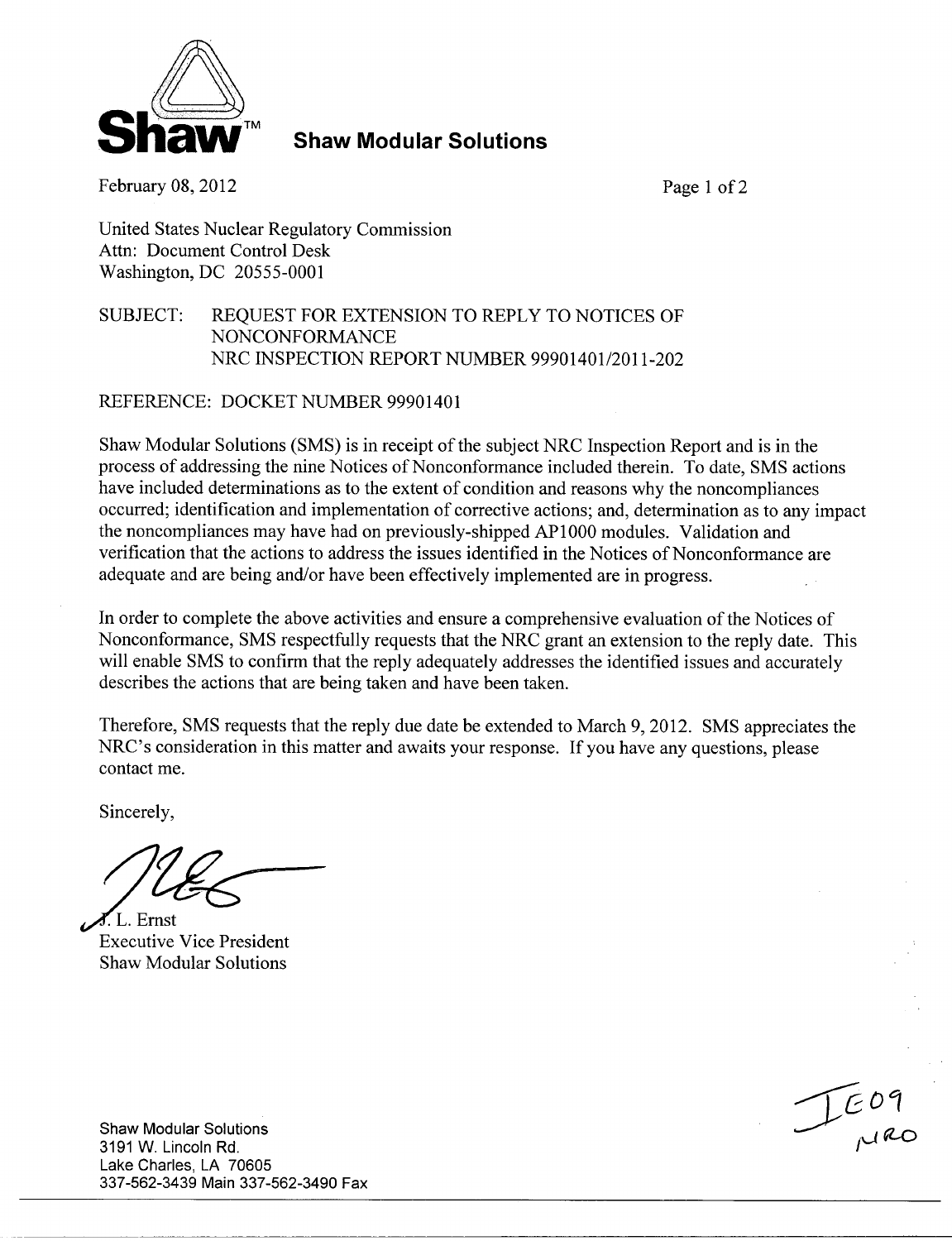**Shaw**™ **Shaw Modular Solutions**

February 08, 2012

United States Nuclear Regulatory Commission
Attn: Document Control Desk
Washington, DC 20555-0001

SUBJECT: REQUEST FOR EXTENSION TO REPLY TO NOTICES OF NONCONFORMANCE
NRC INSPECTION REPORT NUMBER 99901401/2011-202

REFERENCE: DOCKET NUMBER 99901401

Shaw Modular Solutions (SMS) is in receipt of the subject NRC Inspection Report and is in the process of addressing the nine Notices of Nonconformance included therein. To date, SMS actions have included determinations as to the extent of condition and reasons why the noncompliances occurred; identification and implementation of corrective actions; and, determination as to any impact the noncompliances may have had on previously-shipped AP1000 modules. Validation and verification that the actions to address the issues identified in the Notices of Nonconformance are adequate and are being and/or have been effectively implemented are in progress.

In order to complete the above activities and ensure a comprehensive evaluation of the Notices of Nonconformance, SMS respectfully requests that the NRC grant an extension to the reply date. This will enable SMS to confirm that the reply adequately addresses the identified issues and accurately describes the actions that are being taken and have been taken.

Therefore, SMS requests that the reply due date be extended to March 9, 2012. SMS appreciates the NRC's consideration in this matter and awaits your response. If you have any questions, please contact me.

Sincerely,

J. L. Ernst
Executive Vice President
Shaw Modular Solutions

Shaw Modular Solutions
3191 W. Lincoln Rd.
Lake Charles, LA 70605
337-562-3439 Main 337-562-3490 Fax

IE09
NRO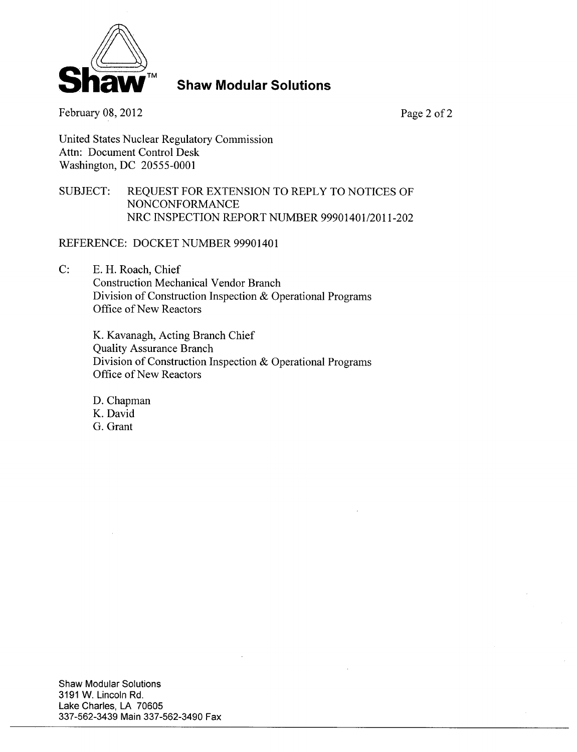**Shaw Modular Solutions**

February 08, 2012

United States Nuclear Regulatory Commission
Attn: Document Control Desk
Washington, DC 20555-0001

SUBJECT: REQUEST FOR EXTENSION TO REPLY TO NOTICES OF NONCONFORMANCE
NRC INSPECTION REPORT NUMBER 99901401/2011-202

REFERENCE: DOCKET NUMBER 99901401

C: E. H. Roach, Chief
Construction Mechanical Vendor Branch
Division of Construction Inspection & Operational Programs
Office of New Reactors

K. Kavanagh, Acting Branch Chief
Quality Assurance Branch
Division of Construction Inspection & Operational Programs
Office of New Reactors

D. Chapman
K. David
G. Grant

Shaw Modular Solutions
3191 W. Lincoln Rd.
Lake Charles, LA 70605
337-562-3439 Main 337-562-3490 Fax